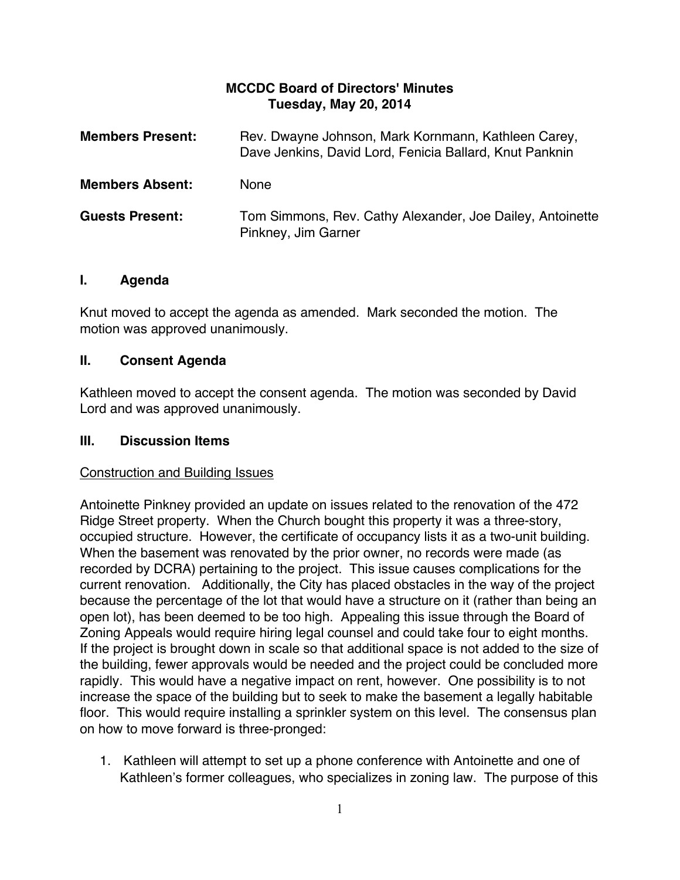# MCCDC Board of Directors' Minutes
## Tuesday, May 20, 2014

| | |
|---|---|
| **Members Present:** | Rev. Dwayne Johnson, Mark Kornmann, Kathleen Carey, Dave Jenkins, David Lord, Fenicia Ballard, Knut Panknin |
| **Members Absent:** | None |
| **Guests Present:** | Tom Simmons, Rev. Cathy Alexander, Joe Dailey, Antoinette Pinkney, Jim Garner |

## I. Agenda

Knut moved to accept the agenda as amended. Mark seconded the motion. The motion was approved unanimously.

## II. Consent Agenda

Kathleen moved to accept the consent agenda. The motion was seconded by David Lord and was approved unanimously.

## III. Discussion Items

Construction and Building Issues

Antoinette Pinkney provided an update on issues related to the renovation of the 472 Ridge Street property. When the Church bought this property it was a three-story, occupied structure. However, the certificate of occupancy lists it as a two-unit building. When the basement was renovated by the prior owner, no records were made (as recorded by DCRA) pertaining to the project. This issue causes complications for the current renovation. Additionally, the City has placed obstacles in the way of the project because the percentage of the lot that would have a structure on it (rather than being an open lot), has been deemed to be too high. Appealing this issue through the Board of Zoning Appeals would require hiring legal counsel and could take four to eight months. If the project is brought down in scale so that additional space is not added to the size of the building, fewer approvals would be needed and the project could be concluded more rapidly. This would have a negative impact on rent, however. One possibility is to not increase the space of the building but to seek to make the basement a legally habitable floor. This would require installing a sprinkler system on this level. The consensus plan on how to move forward is three-pronged:

1. Kathleen will attempt to set up a phone conference with Antoinette and one of Kathleen's former colleagues, who specializes in zoning law. The purpose of this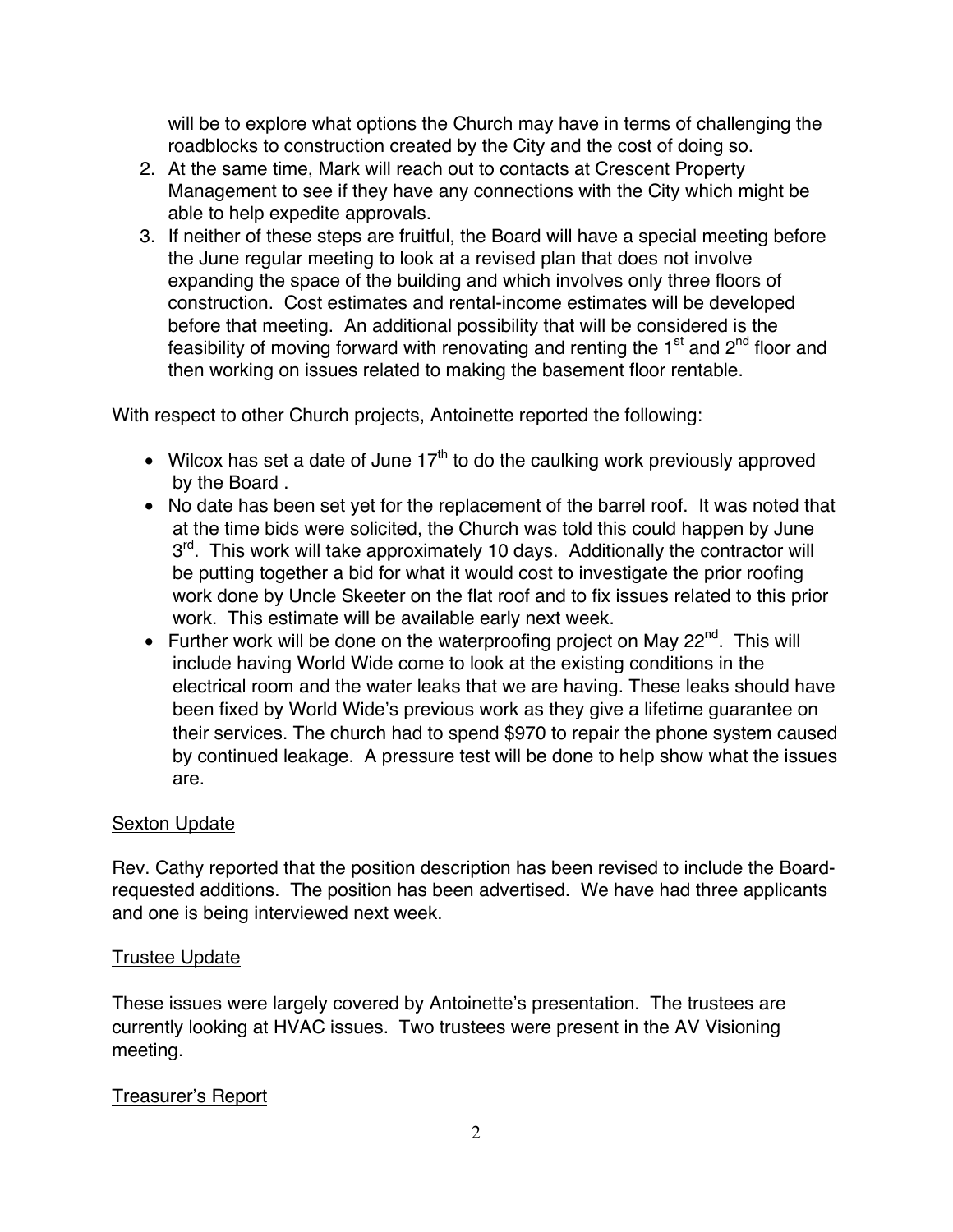will be to explore what options the Church may have in terms of challenging the roadblocks to construction created by the City and the cost of doing so.

2. At the same time, Mark will reach out to contacts at Crescent Property Management to see if they have any connections with the City which might be able to help expedite approvals.
3. If neither of these steps are fruitful, the Board will have a special meeting before the June regular meeting to look at a revised plan that does not involve expanding the space of the building and which involves only three floors of construction. Cost estimates and rental-income estimates will be developed before that meeting. An additional possibility that will be considered is the feasibility of moving forward with renovating and renting the 1st and 2nd floor and then working on issues related to making the basement floor rentable.

With respect to other Church projects, Antoinette reported the following:

- Wilcox has set a date of June 17th to do the caulking work previously approved by the Board .
- No date has been set yet for the replacement of the barrel roof. It was noted that at the time bids were solicited, the Church was told this could happen by June 3rd. This work will take approximately 10 days. Additionally the contractor will be putting together a bid for what it would cost to investigate the prior roofing work done by Uncle Skeeter on the flat roof and to fix issues related to this prior work. This estimate will be available early next week.
- Further work will be done on the waterproofing project on May 22nd. This will include having World Wide come to look at the existing conditions in the electrical room and the water leaks that we are having. These leaks should have been fixed by World Wide's previous work as they give a lifetime guarantee on their services. The church had to spend $970 to repair the phone system caused by continued leakage. A pressure test will be done to help show what the issues are.

<u>Sexton Update</u>

Rev. Cathy reported that the position description has been revised to include the Board-requested additions. The position has been advertised. We have had three applicants and one is being interviewed next week.

<u>Trustee Update</u>

These issues were largely covered by Antoinette's presentation. The trustees are currently looking at HVAC issues. Two trustees were present in the AV Visioning meeting.

<u>Treasurer's Report</u>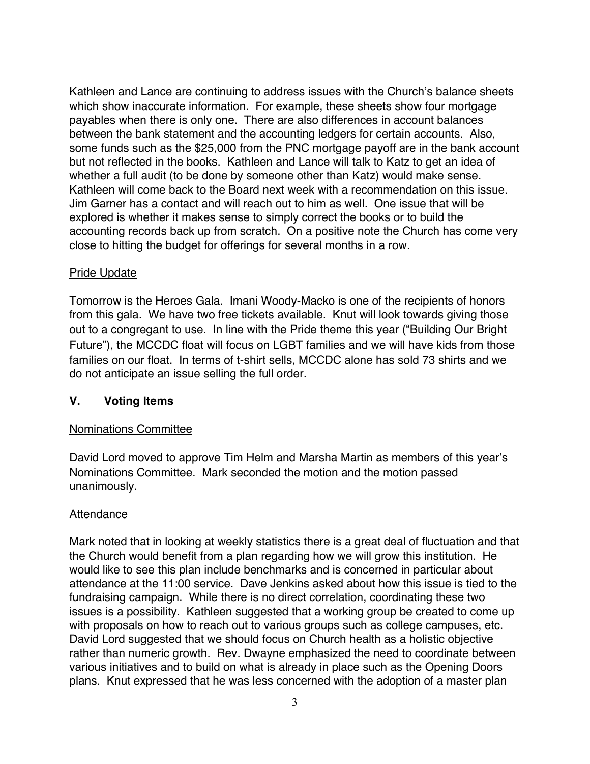Kathleen and Lance are continuing to address issues with the Church's balance sheets which show inaccurate information. For example, these sheets show four mortgage payables when there is only one. There are also differences in account balances between the bank statement and the accounting ledgers for certain accounts. Also, some funds such as the $25,000 from the PNC mortgage payoff are in the bank account but not reflected in the books. Kathleen and Lance will talk to Katz to get an idea of whether a full audit (to be done by someone other than Katz) would make sense. Kathleen will come back to the Board next week with a recommendation on this issue. Jim Garner has a contact and will reach out to him as well. One issue that will be explored is whether it makes sense to simply correct the books or to build the accounting records back up from scratch. On a positive note the Church has come very close to hitting the budget for offerings for several months in a row.

<u>Pride Update</u>

Tomorrow is the Heroes Gala. Imani Woody-Macko is one of the recipients of honors from this gala. We have two free tickets available. Knut will look towards giving those out to a congregant to use. In line with the Pride theme this year ("Building Our Bright Future"), the MCCDC float will focus on LGBT families and we will have kids from those families on our float. In terms of t-shirt sells, MCCDC alone has sold 73 shirts and we do not anticipate an issue selling the full order.

## V. Voting Items

<u>Nominations Committee</u>

David Lord moved to approve Tim Helm and Marsha Martin as members of this year's Nominations Committee. Mark seconded the motion and the motion passed unanimously.

<u>Attendance</u>

Mark noted that in looking at weekly statistics there is a great deal of fluctuation and that the Church would benefit from a plan regarding how we will grow this institution. He would like to see this plan include benchmarks and is concerned in particular about attendance at the 11:00 service. Dave Jenkins asked about how this issue is tied to the fundraising campaign. While there is no direct correlation, coordinating these two issues is a possibility. Kathleen suggested that a working group be created to come up with proposals on how to reach out to various groups such as college campuses, etc. David Lord suggested that we should focus on Church health as a holistic objective rather than numeric growth. Rev. Dwayne emphasized the need to coordinate between various initiatives and to build on what is already in place such as the Opening Doors plans. Knut expressed that he was less concerned with the adoption of a master plan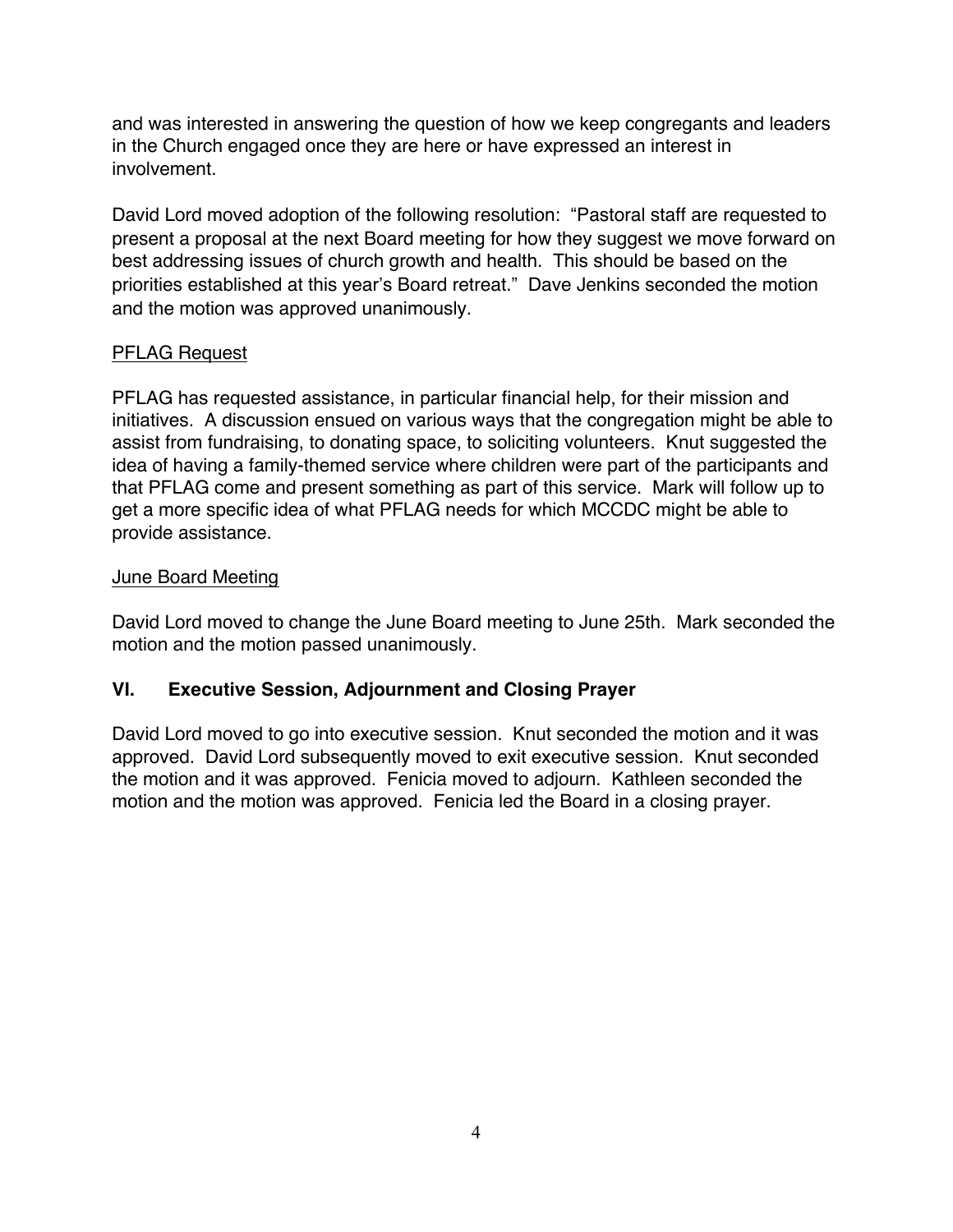and was interested in answering the question of how we keep congregants and leaders in the Church engaged once they are here or have expressed an interest in involvement.

David Lord moved adoption of the following resolution: "Pastoral staff are requested to present a proposal at the next Board meeting for how they suggest we move forward on best addressing issues of church growth and health. This should be based on the priorities established at this year's Board retreat." Dave Jenkins seconded the motion and the motion was approved unanimously.

<u>PFLAG Request</u>

PFLAG has requested assistance, in particular financial help, for their mission and initiatives. A discussion ensued on various ways that the congregation might be able to assist from fundraising, to donating space, to soliciting volunteers. Knut suggested the idea of having a family-themed service where children were part of the participants and that PFLAG come and present something as part of this service. Mark will follow up to get a more specific idea of what PFLAG needs for which MCCDC might be able to provide assistance.

<u>June Board Meeting</u>

David Lord moved to change the June Board meeting to June 25th. Mark seconded the motion and the motion passed unanimously.

## VI. Executive Session, Adjournment and Closing Prayer

David Lord moved to go into executive session. Knut seconded the motion and it was approved. David Lord subsequently moved to exit executive session. Knut seconded the motion and it was approved. Fenicia moved to adjourn. Kathleen seconded the motion and the motion was approved. Fenicia led the Board in a closing prayer.